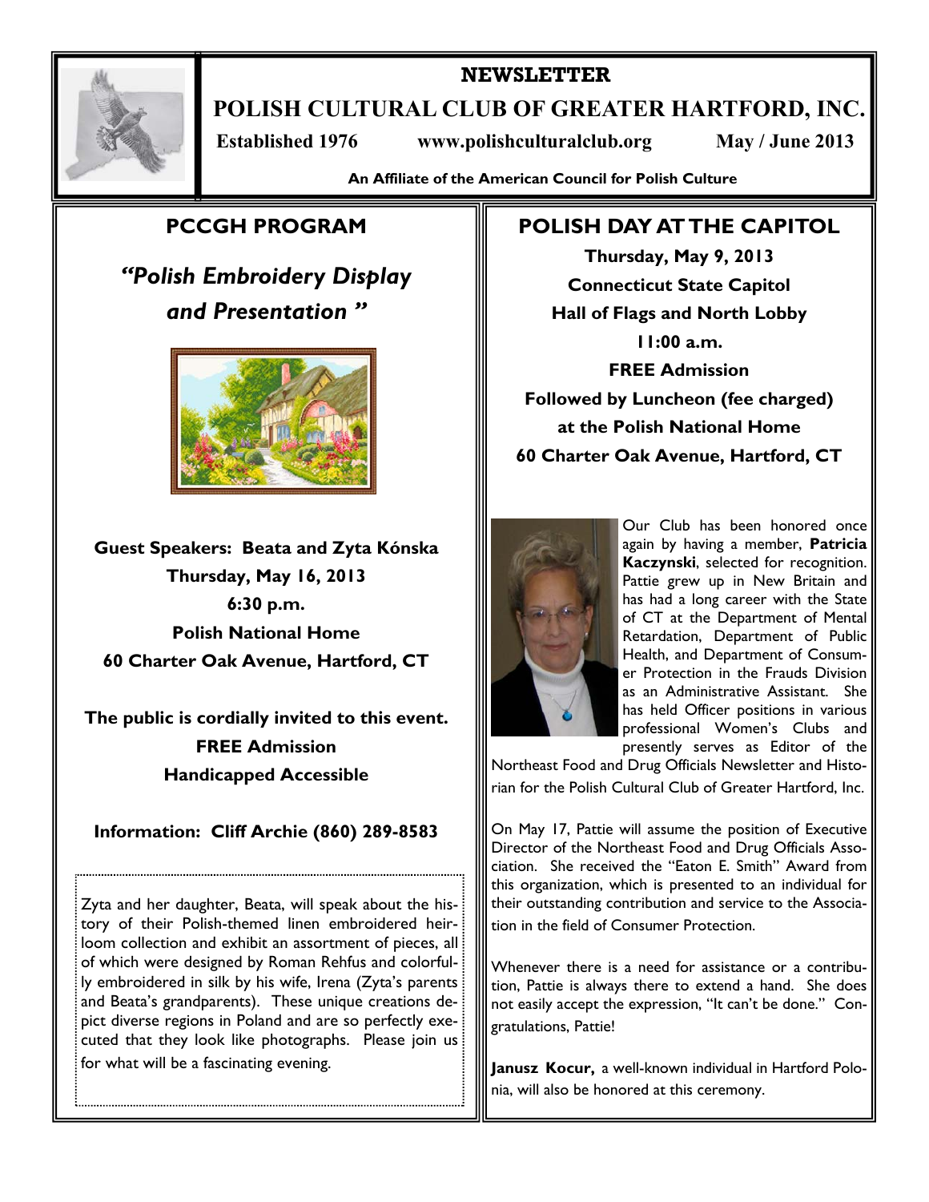# NEWSLETTER

# POLISH CULTURAL CLUB OF GREATER HARTFORD, INC.

**Established 1976** **www.polishculturalclub.org** **May / June 2013**

**An Affiliate of the American Council for Polish Culture**

## PCCGH PROGRAM

### *"Polish Embroidery Display and Presentation "*

**Guest Speakers: Beata and Zyta Kónska**
**Thursday, May 16, 2013**
**6:30 p.m.**
**Polish National Home**
**60 Charter Oak Avenue, Hartford, CT**

**The public is cordially invited to this event.**
**FREE Admission**
**Handicapped Accessible**

**Information: Cliff Archie (860) 289-8583**

Zyta and her daughter, Beata, will speak about the history of their Polish-themed linen embroidered heirloom collection and exhibit an assortment of pieces, all of which were designed by Roman Rehfus and colorfully embroidered in silk by his wife, Irena (Zyta's parents and Beata's grandparents). These unique creations depict diverse regions in Poland and are so perfectly executed that they look like photographs. Please join us for what will be a fascinating evening.

## POLISH DAY AT THE CAPITOL

**Thursday, May 9, 2013**
**Connecticut State Capitol**
**Hall of Flags and North Lobby**
**11:00 a.m.**
**FREE Admission**
**Followed by Luncheon (fee charged)**
**at the Polish National Home**
**60 Charter Oak Avenue, Hartford, CT**

Our Club has been honored once again by having a member, **Patricia Kaczynski**, selected for recognition. Pattie grew up in New Britain and has had a long career with the State of CT at the Department of Mental Retardation, Department of Public Health, and Department of Consumer Protection in the Frauds Division as an Administrative Assistant. She has held Officer positions in various professional Women's Clubs and presently serves as Editor of the Northeast Food and Drug Officials Newsletter and Historian for the Polish Cultural Club of Greater Hartford, Inc.

On May 17, Pattie will assume the position of Executive Director of the Northeast Food and Drug Officials Association. She received the "Eaton E. Smith" Award from this organization, which is presented to an individual for their outstanding contribution and service to the Association in the field of Consumer Protection.

Whenever there is a need for assistance or a contribution, Pattie is always there to extend a hand. She does not easily accept the expression, "It can't be done." Congratulations, Pattie!

**Janusz Kocur,** a well-known individual in Hartford Polonia, will also be honored at this ceremony.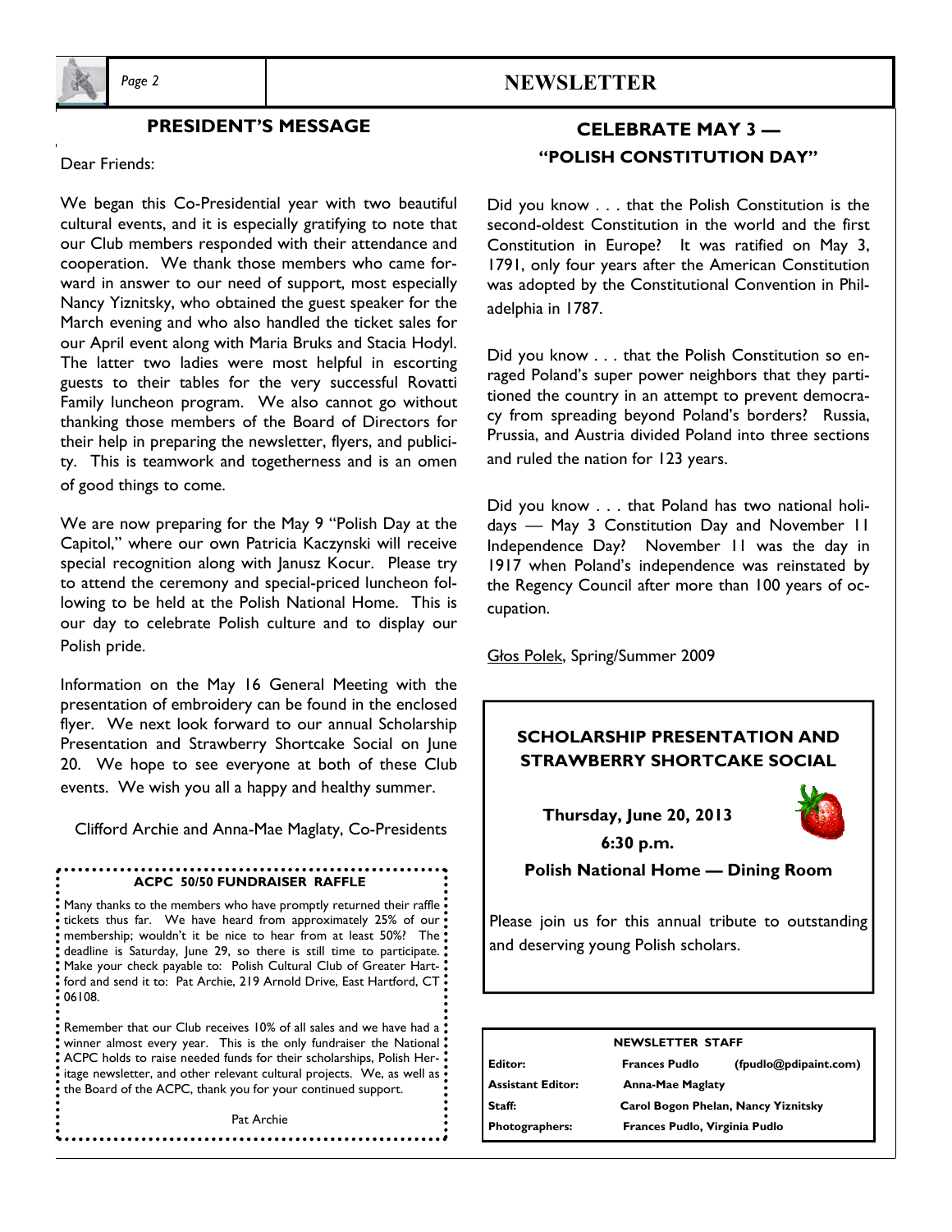## PRESIDENT'S MESSAGE

Dear Friends:

We began this Co-Presidential year with two beautiful cultural events, and it is especially gratifying to note that our Club members responded with their attendance and cooperation. We thank those members who came forward in answer to our need of support, most especially Nancy Yiznitsky, who obtained the guest speaker for the March evening and who also handled the ticket sales for our April event along with Maria Bruks and Stacia Hodyl. The latter two ladies were most helpful in escorting guests to their tables for the very successful Rovatti Family luncheon program. We also cannot go without thanking those members of the Board of Directors for their help in preparing the newsletter, flyers, and publicity. This is teamwork and togetherness and is an omen of good things to come.

We are now preparing for the May 9 "Polish Day at the Capitol," where our own Patricia Kaczynski will receive special recognition along with Janusz Kocur. Please try to attend the ceremony and special-priced luncheon following to be held at the Polish National Home. This is our day to celebrate Polish culture and to display our Polish pride.

Information on the May 16 General Meeting with the presentation of embroidery can be found in the enclosed flyer. We next look forward to our annual Scholarship Presentation and Strawberry Shortcake Social on June 20. We hope to see everyone at both of these Club events. We wish you all a happy and healthy summer.

Clifford Archie and Anna-Mae Maglaty, Co-Presidents

### ACPC 50/50 FUNDRAISER RAFFLE

Many thanks to the members who have promptly returned their raffle tickets thus far. We have heard from approximately 25% of our membership; wouldn't it be nice to hear from at least 50%? The deadline is Saturday, June 29, so there is still time to participate. Make your check payable to: Polish Cultural Club of Greater Hartford and send it to: Pat Archie, 219 Arnold Drive, East Hartford, CT 06108.

Remember that our Club receives 10% of all sales and we have had a winner almost every year. This is the only fundraiser the National ACPC holds to raise needed funds for their scholarships, Polish Heritage newsletter, and other relevant cultural projects. We, as well as the Board of the ACPC, thank you for your continued support.

Pat Archie

## CELEBRATE MAY 3 — "POLISH CONSTITUTION DAY"

Did you know . . . that the Polish Constitution is the second-oldest Constitution in the world and the first Constitution in Europe? It was ratified on May 3, 1791, only four years after the American Constitution was adopted by the Constitutional Convention in Philadelphia in 1787.

Did you know . . . that the Polish Constitution so enraged Poland's super power neighbors that they partitioned the country in an attempt to prevent democracy from spreading beyond Poland's borders? Russia, Prussia, and Austria divided Poland into three sections and ruled the nation for 123 years.

Did you know . . . that Poland has two national holidays — May 3 Constitution Day and November 11 Independence Day? November 11 was the day in 1917 when Poland's independence was reinstated by the Regency Council after more than 100 years of occupation.

Głos Polek, Spring/Summer 2009

## SCHOLARSHIP PRESENTATION AND STRAWBERRY SHORTCAKE SOCIAL

**Thursday, June 20, 2013**

**6:30 p.m.**

**Polish National Home — Dining Room**

Please join us for this annual tribute to outstanding and deserving young Polish scholars.

### NEWSLETTER STAFF

| | |
|---|---|
| **Editor:** | **Frances Pudlo (fpudlo@pdipaint.com)** |
| **Assistant Editor:** | **Anna-Mae Maglaty** |
| **Staff:** | **Carol Bogon Phelan, Nancy Yiznitsky** |
| **Photographers:** | **Frances Pudlo, Virginia Pudlo** |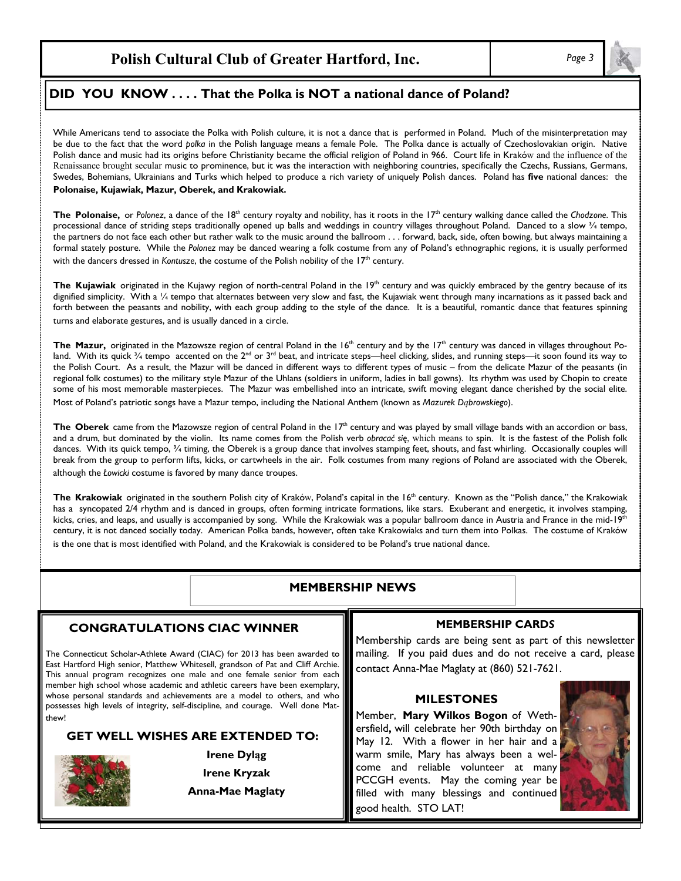## DID YOU KNOW . . . . That the Polka is NOT a national dance of Poland?

While Americans tend to associate the Polka with Polish culture, it is not a dance that is performed in Poland. Much of the misinterpretation may be due to the fact that the word *polka* in the Polish language means a female Pole. The Polka dance is actually of Czechoslovakian origin. Native Polish dance and music had its origins before Christianity became the official religion of Poland in 966. Court life in Kraków and the influence of the Renaissance brought secular music to prominence, but it was the interaction with neighboring countries, specifically the Czechs, Russians, Germans, Swedes, Bohemians, Ukrainians and Turks which helped to produce a rich variety of uniquely Polish dances. Poland has **five** national dances: the **Polonaise, Kujawiak, Mazur, Oberek, and Krakowiak.**

**The Polonaise,** or *Polonez*, a dance of the 18th century royalty and nobility, has it roots in the 17th century walking dance called the *Chodzone*. This processional dance of striding steps traditionally opened up balls and weddings in country villages throughout Poland. Danced to a slow ¾ tempo, the partners do not face each other but rather walk to the music around the ballroom . . . forward, back, side, often bowing, but always maintaining a formal stately posture. While the *Polonez* may be danced wearing a folk costume from any of Poland's ethnographic regions, it is usually performed with the dancers dressed in *Kontusze*, the costume of the Polish nobility of the 17th century.

**The Kujawiak** originated in the Kujawy region of north-central Poland in the 19th century and was quickly embraced by the gentry because of its dignified simplicity. With a ¼ tempo that alternates between very slow and fast, the Kujawiak went through many incarnations as it passed back and forth between the peasants and nobility, with each group adding to the style of the dance. It is a beautiful, romantic dance that features spinning turns and elaborate gestures, and is usually danced in a circle.

**The Mazur,** originated in the Mazowsze region of central Poland in the 16th century and by the 17th century was danced in villages throughout Poland. With its quick ¾ tempo accented on the 2nd or 3rd beat, and intricate steps—heel clicking, slides, and running steps—it soon found its way to the Polish Court. As a result, the Mazur will be danced in different ways to different types of music – from the delicate Mazur of the peasants (in regional folk costumes) to the military style Mazur of the Uhlans (soldiers in uniform, ladies in ball gowns). Its rhythm was used by Chopin to create some of his most memorable masterpieces. The Mazur was embellished into an intricate, swift moving elegant dance cherished by the social elite. Most of Poland's patriotic songs have a Mazur tempo, including the National Anthem (known as *Mazurek Dąbrowskiego*).

**The Oberek** came from the Mazowsze region of central Poland in the 17th century and was played by small village bands with an accordion or bass, and a drum, but dominated by the violin. Its name comes from the Polish verb *obracać się*, which means to spin. It is the fastest of the Polish folk dances. With its quick tempo, ¾ timing, the Oberek is a group dance that involves stamping feet, shouts, and fast whirling. Occasionally couples will break from the group to perform lifts, kicks, or cartwheels in the air. Folk costumes from many regions of Poland are associated with the Oberek, although the *Łowicki* costume is favored by many dance troupes.

**The Krakowiak** originated in the southern Polish city of Kraków, Poland's capital in the 16th century. Known as the "Polish dance," the Krakowiak has a syncopated 2/4 rhythm and is danced in groups, often forming intricate formations, like stars. Exuberant and energetic, it involves stamping, kicks, cries, and leaps, and usually is accompanied by song. While the Krakowiak was a popular ballroom dance in Austria and France in the mid-19th century, it is not danced socially today. American Polka bands, however, often take Krakowiaks and turn them into Polkas. The costume of Kraków is the one that is most identified with Poland, and the Krakowiak is considered to be Poland's true national dance.

## MEMBERSHIP NEWS

### CONGRATULATIONS CIAC WINNER

The Connecticut Scholar-Athlete Award (CIAC) for 2013 has been awarded to East Hartford High senior, Matthew Whitesell, grandson of Pat and Cliff Archie. This annual program recognizes one male and one female senior from each member high school whose academic and athletic careers have been exemplary, whose personal standards and achievements are a model to others, and who possesses high levels of integrity, self-discipline, and courage. Well done Matthew!

### GET WELL WISHES ARE EXTENDED TO:

**Irene Dyląg**

**Irene Kryzak**

**Anna-Mae Maglaty**

### MEMBERSHIP CARDS

Membership cards are being sent as part of this newsletter mailing. If you paid dues and do not receive a card, please contact Anna-Mae Maglaty at (860) 521-7621.

### MILESTONES

Member, **Mary Wilkos Bogon** of Wethersfield**,** will celebrate her 90th birthday on May 12. With a flower in her hair and a warm smile, Mary has always been a welcome and reliable volunteer at many PCCGH events. May the coming year be filled with many blessings and continued good health. STO LAT!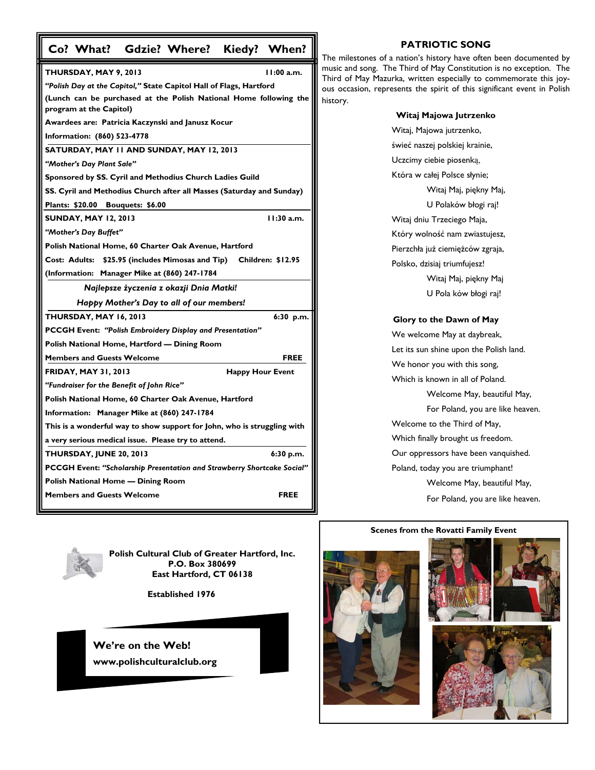## Co? What? Gdzie? Where? Kiedy? When?

**THURSDAY, MAY 9, 2013** — **11:00 a.m.**

***"Polish Day at the Capitol,"*** **State Capitol Hall of Flags, Hartford**

**(Lunch can be purchased at the Polish National Home following the program at the Capitol)**

**Awardees are: Patricia Kaczynski and Janusz Kocur**

**Information: (860) 523-4778**

---

**SATURDAY, MAY 11 AND SUNDAY, MAY 12, 2013**

***"Mother's Day Plant Sale"***

**Sponsored by SS. Cyril and Methodius Church Ladies Guild**

**SS. Cyril and Methodius Church after all Masses (Saturday and Sunday)**

**Plants: $20.00 Bouquets: $6.00**

---

**SUNDAY, MAY 12, 2013** — **11:30 a.m.**

***"Mother's Day Buffet"***

**Polish National Home, 60 Charter Oak Avenue, Hartford**

**Cost: Adults: $25.95 (includes Mimosas and Tip) Children: $12.95**

**(Information: Manager Mike at (860) 247-1784**

---

***Najlepsze życzenia z okazji Dnia Matki!***

***Happy Mother's Day to all of our members!***

---

**THURSDAY, MAY 16, 2013** — **6:30 p.m.**

**PCCGH Event: *"Polish Embroidery Display and Presentation"***

**Polish National Home, Hartford — Dining Room**

**Members and Guests Welcome** — **FREE**

---

**FRIDAY, MAY 31, 2013** — **Happy Hour Event**

***"Fundraiser for the Benefit of John Rice"***

**Polish National Home, 60 Charter Oak Avenue, Hartford**

**Information: Manager Mike at (860) 247-1784**

**This is a wonderful way to show support for John, who is struggling with a very serious medical issue. Please try to attend.**

---

**THURSDAY, JUNE 20, 2013** — **6:30 p.m.**

**PCCGH Event: *"Scholarship Presentation and Strawberry Shortcake Social"***

**Polish National Home — Dining Room**

**Members and Guests Welcome** — **FREE**

## PATRIOTIC SONG

The milestones of a nation's history have often been documented by music and song. The Third of May Constitution is no exception. The Third of May Mazurka, written especially to commemorate this joyous occasion, represents the spirit of this significant event in Polish history.

### Witaj Majowa Jutrzenko

Witaj, Majowa jutrzenko,
świeć naszej polskiej krainie,
Uczcimy ciebie piosenką,
Która w całej Polsce słynie;
Witaj Maj, piękny Maj,
U Polaków błogi raj!
Witaj dniu Trzeciego Maja,
Który wolność nam zwiastujesz,
Pierzchła już ciemiężców zgraja,
Polsko, dzisiaj triumfujesz!
Witaj Maj, piękny Maj
U Pola ków błogi raj!

### Glory to the Dawn of May

We welcome May at daybreak,
Let its sun shine upon the Polish land.
We honor you with this song,
Which is known in all of Poland.
Welcome May, beautiful May,
For Poland, you are like heaven.
Welcome to the Third of May,
Which finally brought us freedom.
Our oppressors have been vanquished.
Poland, today you are triumphant!
Welcome May, beautiful May,
For Poland, you are like heaven.

**Polish Cultural Club of Greater Hartford, Inc.**
**P.O. Box 380699**
**East Hartford, CT 06138**

**Established 1976**

**We're on the Web!**
**www.polishculturalclub.org**

**Scenes from the Rovatti Family Event**